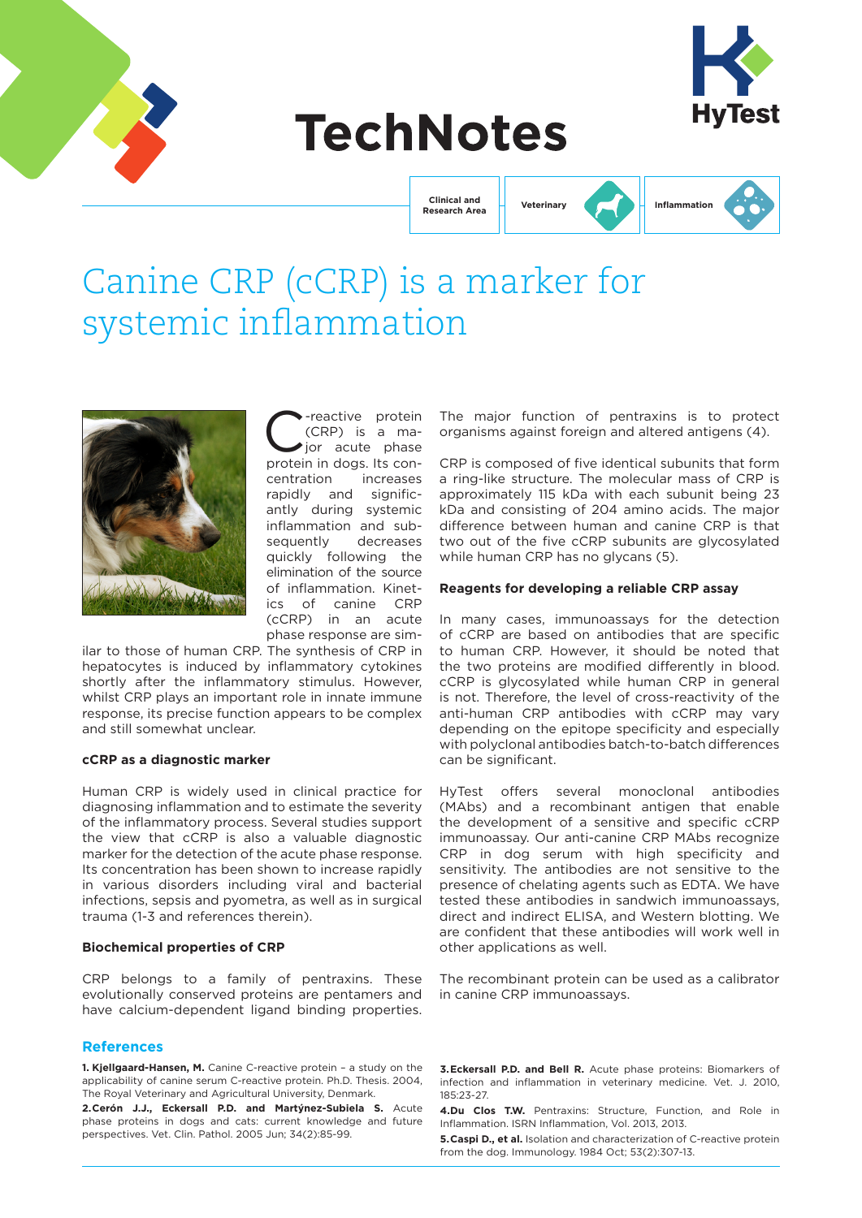# TechNotes

Clinical and Research Area | Veterinary | Inflammation

## Canine CRP (cCRP) is a marker for systemic inflammation

C-reactive protein (CRP) is a major acute phase protein in dogs. Its concentration increases rapidly and significantly during systemic inflammation and subsequently decreases quickly following the elimination of the source of inflammation. Kinetics of canine CRP (cCRP) in an acute phase response are similar to those of human CRP. The synthesis of CRP in hepatocytes is induced by inflammatory cytokines shortly after the inflammatory stimulus. However, whilst CRP plays an important role in innate immune response, its precise function appears to be complex and still somewhat unclear.

### cCRP as a diagnostic marker

Human CRP is widely used in clinical practice for diagnosing inflammation and to estimate the severity of the inflammatory process. Several studies support the view that cCRP is also a valuable diagnostic marker for the detection of the acute phase response. Its concentration has been shown to increase rapidly in various disorders including viral and bacterial infections, sepsis and pyometra, as well as in surgical trauma (1-3 and references therein).

### Biochemical properties of CRP

CRP belongs to a family of pentraxins. These evolutionally conserved proteins are pentamers and have calcium-dependent ligand binding properties. The major function of pentraxins is to protect organisms against foreign and altered antigens (4).

CRP is composed of five identical subunits that form a ring-like structure. The molecular mass of CRP is approximately 115 kDa with each subunit being 23 kDa and consisting of 204 amino acids. The major difference between human and canine CRP is that two out of the five cCRP subunits are glycosylated while human CRP has no glycans (5).

### Reagents for developing a reliable CRP assay

In many cases, immunoassays for the detection of cCRP are based on antibodies that are specific to human CRP. However, it should be noted that the two proteins are modified differently in blood. cCRP is glycosylated while human CRP in general is not. Therefore, the level of cross-reactivity of the anti-human CRP antibodies with cCRP may vary depending on the epitope specificity and especially with polyclonal antibodies batch-to-batch differences can be significant.

HyTest offers several monoclonal antibodies (MAbs) and a recombinant antigen that enable the development of a sensitive and specific cCRP immunoassay. Our anti-canine CRP MAbs recognize CRP in dog serum with high specificity and sensitivity. The antibodies are not sensitive to the presence of chelating agents such as EDTA. We have tested these antibodies in sandwich immunoassays, direct and indirect ELISA, and Western blotting. We are confident that these antibodies will work well in other applications as well.

The recombinant protein can be used as a calibrator in canine CRP immunoassays.

### References

**1. Kjellgaard-Hansen, M.** Canine C-reactive protein – a study on the applicability of canine serum C-reactive protein. Ph.D. Thesis. 2004, The Royal Veterinary and Agricultural University, Denmark.

**2. Cerón J.J., Eckersall P.D. and Martýnez-Subiela S.** Acute phase proteins in dogs and cats: current knowledge and future perspectives. Vet. Clin. Pathol. 2005 Jun; 34(2):85-99.

**3. Eckersall P.D. and Bell R.** Acute phase proteins: Biomarkers of infection and inflammation in veterinary medicine. Vet. J. 2010, 185:23-27.

**4. Du Clos T.W.** Pentraxins: Structure, Function, and Role in Inflammation. ISRN Inflammation, Vol. 2013, 2013.

**5. Caspi D., et al.** Isolation and characterization of C-reactive protein from the dog. Immunology. 1984 Oct; 53(2):307-13.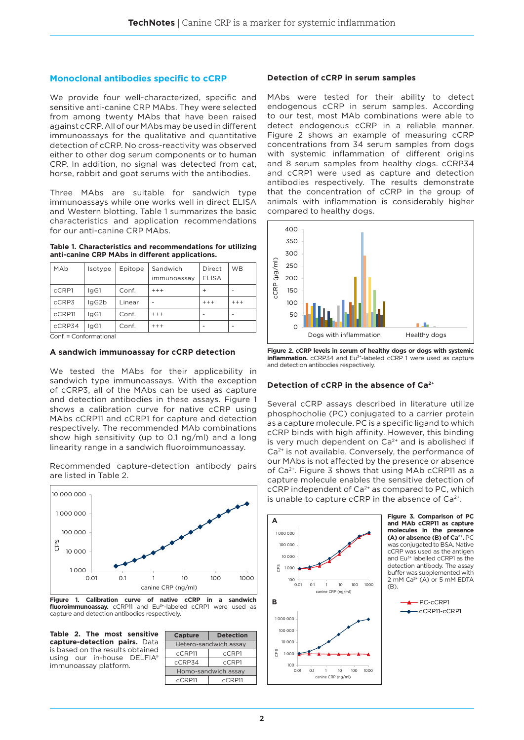## Monoclonal antibodies specific to cCRP

We provide four well-characterized, specific and sensitive anti-canine CRP MAbs. They were selected from among twenty MAbs that have been raised against cCRP. All of our MAbs may be used in different immunoassays for the qualitative and quantitative detection of cCRP. No cross-reactivity was observed either to other dog serum components or to human CRP. In addition, no signal was detected from cat, horse, rabbit and goat serums with the antibodies.

Three MAbs are suitable for sandwich type immunoassays while one works well in direct ELISA and Western blotting. Table 1 summarizes the basic characteristics and application recommendations for our anti-canine CRP MAbs.

**Table 1. Characteristics and recommendations for utilizing anti-canine CRP MAbs in different applications.**

| MAb | Isotype | Epitope | Sandwich immunoassay | Direct ELISA | WB |
|---|---|---|---|---|---|
| cCRP1 | IgG1 | Conf. | +++ | + | - |
| cCRP3 | IgG2b | Linear | - | +++ | +++ |
| cCRP11 | IgG1 | Conf. | +++ | - | - |
| cCRP34 | IgG1 | Conf. | +++ | - | - |

Conf. = Conformational

### A sandwich immunoassay for cCRP detection

We tested the MAbs for their applicability in sandwich type immunoassays. With the exception of cCRP3, all of the MAbs can be used as capture and detection antibodies in these assays. Figure 1 shows a calibration curve for native cCRP using MAbs cCRP11 and cCRP1 for capture and detection respectively. The recommended MAb combinations show high sensitivity (up to 0.1 ng/ml) and a long linearity range in a sandwich fluoroimmunoassay.

Recommended capture-detection antibody pairs are listed in Table 2.

**Figure 1. Calibration curve of native cCRP in a sandwich fluoroimmunoassay.** cCRP11 and $Eu^{3+}$-labeled cCRP1 were used as capture and detection antibodies respectively.

**Table 2. The most sensitive capture-detection pairs.** Data is based on the results obtained using our in-house DELFIA® immunoassay platform.

| Capture | Detection |
|---|---|
| Hetero-sandwich assay | |
| cCRP11 | cCRP1 |
| cCRP34 | cCRP1 |
| Homo-sandwich assay | |
| cCRP11 | cCRP11 |

### Detection of cCRP in serum samples

MAbs were tested for their ability to detect endogenous cCRP in serum samples. According to our test, most MAb combinations were able to detect endogenous cCRP in a reliable manner. Figure 2 shows an example of measuring cCRP concentrations from 34 serum samples from dogs with systemic inflammation of different origins and 8 serum samples from healthy dogs. cCRP34 and cCRP1 were used as capture and detection antibodies respectively. The results demonstrate that the concentration of cCRP in the group of animals with inflammation is considerably higher compared to healthy dogs.

**Figure 2. cCRP levels in serum of healthy dogs or dogs with systemic inflammation.** cCRP34 and $Eu^{3+}$-labeled cCRP 1 were used as capture and detection antibodies respectively.

### Detection of cCRP in the absence of $Ca^{2+}$

Several cCRP assays described in literature utilize phosphocholie (PC) conjugated to a carrier protein as a capture molecule. PC is a specific ligand to which cCRP binds with high affinity. However, this binding is very much dependent on $Ca^{2+}$ and is abolished if $Ca^{2+}$ is not available. Conversely, the performance of our MAbs is not affected by the presence or absence of $Ca^{2+}$. Figure 3 shows that using MAb cCRP11 as a capture molecule enables the sensitive detection of cCRP independent of $Ca^{2+}$ as compared to PC, which is unable to capture cCRP in the absence of $Ca^{2+}$.

**Figure 3. Comparison of PC and MAb cCRP11 as capture molecules in the presence (A) or absence (B) of $Ca^{2+}$.** PC was conjugated to BSA. Native cCRP was used as the antigen and $Eu^{3+}$ labelled cCRP1 as the detection antibody. The assay buffer was supplemented with 2 mM $Ca^{2+}$ (A) or 5 mM EDTA (B).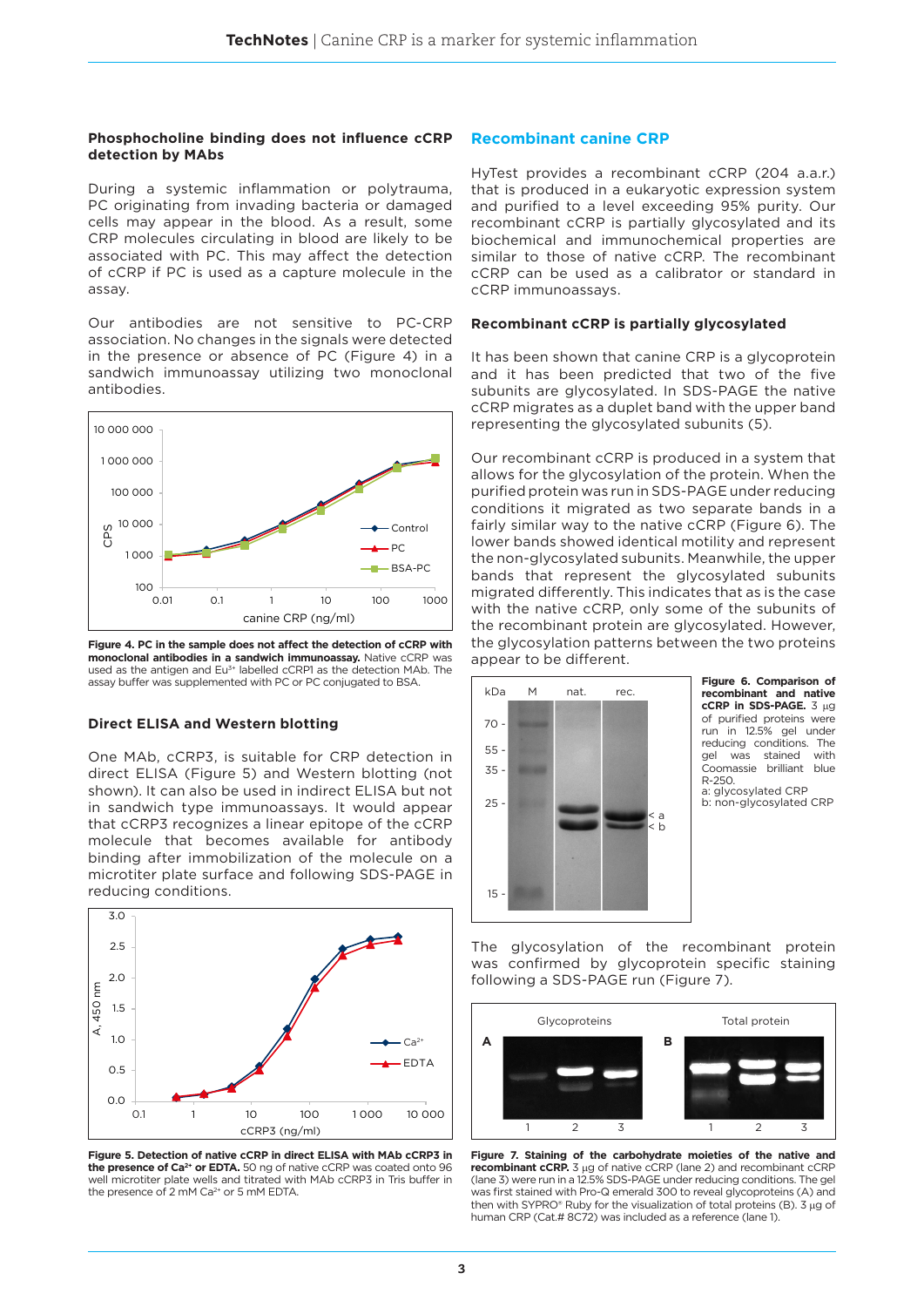### Phosphocholine binding does not influence cCRP detection by MAbs

During a systemic inflammation or polytrauma, PC originating from invading bacteria or damaged cells may appear in the blood. As a result, some CRP molecules circulating in blood are likely to be associated with PC. This may affect the detection of cCRP if PC is used as a capture molecule in the assay.

Our antibodies are not sensitive to PC-CRP association. No changes in the signals were detected in the presence or absence of PC (Figure 4) in a sandwich immunoassay utilizing two monoclonal antibodies.

**Figure 4. PC in the sample does not affect the detection of cCRP with monoclonal antibodies in a sandwich immunoassay.** Native cCRP was used as the antigen and $Eu^{3+}$ labelled cCRP1 as the detection MAb. The assay buffer was supplemented with PC or PC conjugated to BSA.

### Direct ELISA and Western blotting

One MAb, cCRP3, is suitable for CRP detection in direct ELISA (Figure 5) and Western blotting (not shown). It can also be used in indirect ELISA but not in sandwich type immunoassays. It would appear that cCRP3 recognizes a linear epitope of the cCRP molecule that becomes available for antibody binding after immobilization of the molecule on a microtiter plate surface and following SDS-PAGE in reducing conditions.

**Figure 5. Detection of native cCRP in direct ELISA with MAb cCRP3 in the presence of $Ca^{2+}$ or EDTA.** 50 ng of native cCRP was coated onto 96 well microtiter plate wells and titrated with MAb cCRP3 in Tris buffer in the presence of 2 mM $Ca^{2+}$ or 5 mM EDTA.

## Recombinant canine CRP

HyTest provides a recombinant cCRP (204 a.a.r.) that is produced in a eukaryotic expression system and purified to a level exceeding 95% purity. Our recombinant cCRP is partially glycosylated and its biochemical and immunochemical properties are similar to those of native cCRP. The recombinant cCRP can be used as a calibrator or standard in cCRP immunoassays.

### Recombinant cCRP is partially glycosylated

It has been shown that canine CRP is a glycoprotein and it has been predicted that two of the five subunits are glycosylated. In SDS-PAGE the native cCRP migrates as a duplet band with the upper band representing the glycosylated subunits (5).

Our recombinant cCRP is produced in a system that allows for the glycosylation of the protein. When the purified protein was run in SDS-PAGE under reducing conditions it migrated as two separate bands in a fairly similar way to the native cCRP (Figure 6). The lower bands showed identical motility and represent the non-glycosylated subunits. Meanwhile, the upper bands that represent the glycosylated subunits migrated differently. This indicates that as is the case with the native cCRP, only some of the subunits of the recombinant protein are glycosylated. However, the glycosylation patterns between the two proteins appear to be different.

**Figure 6. Comparison of recombinant and native cCRP in SDS-PAGE.** 3 µg of purified proteins were run in 12.5% gel under reducing conditions. The gel was stained with Coomassie brilliant blue R-250.
a: glycosylated CRP
b: non-glycosylated CRP

The glycosylation of the recombinant protein was confirmed by glycoprotein specific staining following a SDS-PAGE run (Figure 7).

**Figure 7. Staining of the carbohydrate moieties of the native and recombinant cCRP.** 3 µg of native cCRP (lane 2) and recombinant cCRP (lane 3) were run in a 12.5% SDS-PAGE under reducing conditions. The gel was first stained with Pro-Q emerald 300 to reveal glycoproteins (A) and then with SYPRO® Ruby for the visualization of total proteins (B). 3 µg of human CRP (Cat.# 8C72) was included as a reference (lane 1).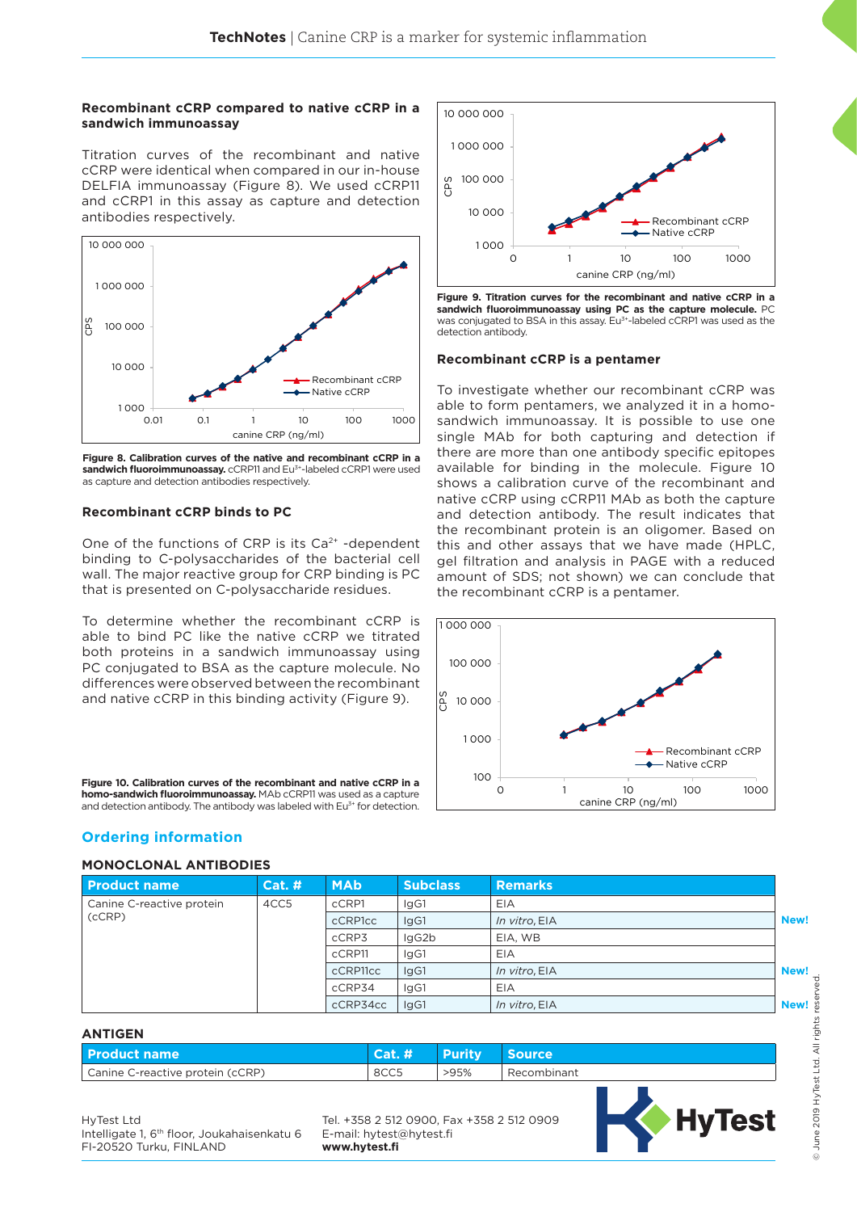### Recombinant cCRP compared to native cCRP in a sandwich immunoassay

Titration curves of the recombinant and native cCRP were identical when compared in our in-house DELFIA immunoassay (Figure 8). We used cCRP11 and cCRP1 in this assay as capture and detection antibodies respectively.

10 000 000
1 000 000
100 000
10 000
1 000
CPS
0.01
0.1
1
10
100
1000
canine CRP (ng/ml)
Recombinant cCRP
Native cCRP

**Figure 8. Calibration curves of the native and recombinant cCRP in a sandwich fluoroimmunoassay.** cCRP11 and $Eu^{3+}$-labeled cCRP1 were used as capture and detection antibodies respectively.

### Recombinant cCRP binds to PC

One of the functions of CRP is its $Ca^{2+}$ -dependent binding to C-polysaccharides of the bacterial cell wall. The major reactive group for CRP binding is PC that is presented on C-polysaccharide residues.

To determine whether the recombinant cCRP is able to bind PC like the native cCRP we titrated both proteins in a sandwich immunoassay using PC conjugated to BSA as the capture molecule. No differences were observed between the recombinant and native cCRP in this binding activity (Figure 9).

10 000 000
1 000 000
100 000
10 000
1 000
CPS
0
1
10
100
1000
canine CRP (ng/ml)
Recombinant cCRP
Native cCRP

**Figure 9. Titration curves for the recombinant and native cCRP in a sandwich fluoroimmunoassay using PC as the capture molecule.** PC was conjugated to BSA in this assay. $Eu^{3+}$-labeled cCRP1 was used as the detection antibody.

### Recombinant cCRP is a pentamer

To investigate whether our recombinant cCRP was able to form pentamers, we analyzed it in a homo-sandwich immunoassay. It is possible to use one single MAb for both capturing and detection if there are more than one antibody specific epitopes available for binding in the molecule. Figure 10 shows a calibration curve of the recombinant and native cCRP using cCRP11 MAb as both the capture and detection antibody. The result indicates that the recombinant protein is an oligomer. Based on this and other assays that we have made (HPLC, gel filtration and analysis in PAGE with a reduced amount of SDS; not shown) we can conclude that the recombinant cCRP is a pentamer.

1 000 000
100 000
10 000
1 000
100
CPS
0
1
10
100
1000
canine CRP (ng/ml)
Recombinant cCRP
Native cCRP

**Figure 10. Calibration curves of the recombinant and native cCRP in a homo-sandwich fluoroimmunoassay.** MAb cCRP11 was used as a capture and detection antibody. The antibody was labeled with $Eu^{3+}$ for detection.

## Ordering information

### MONOCLONAL ANTIBODIES

| Product name | Cat. # | MAb | Subclass | Remarks | |
|---|---|---|---|---|---|
| Canine C-reactive protein (cCRP) | 4CC5 | cCRP1 | IgG1 | EIA | |
| | | cCRP1cc | IgG1 | *In vitro*, EIA | New! |
| | | cCRP3 | IgG2b | EIA, WB | |
| | | cCRP11 | IgG1 | EIA | |
| | | cCRP11cc | IgG1 | *In vitro*, EIA | New! |
| | | cCRP34 | IgG1 | EIA | |
| | | cCRP34cc | IgG1 | *In vitro*, EIA | New! |

### ANTIGEN

| Product name | Cat. # | Purity | Source |
|---|---|---|---|
| Canine C-reactive protein (cCRP) | 8CC5 | >95% | Recombinant |

HyTest Ltd
Intelligate 1, 6th floor, Joukahaisenkatu 6
FI-20520 Turku, FINLAND

Tel. +358 2 512 0900, Fax +358 2 512 0909
E-mail: hytest@hytest.fi
**www.hytest.fi**

HyTest

© June 2019 HyTest Ltd. All rights reserved.